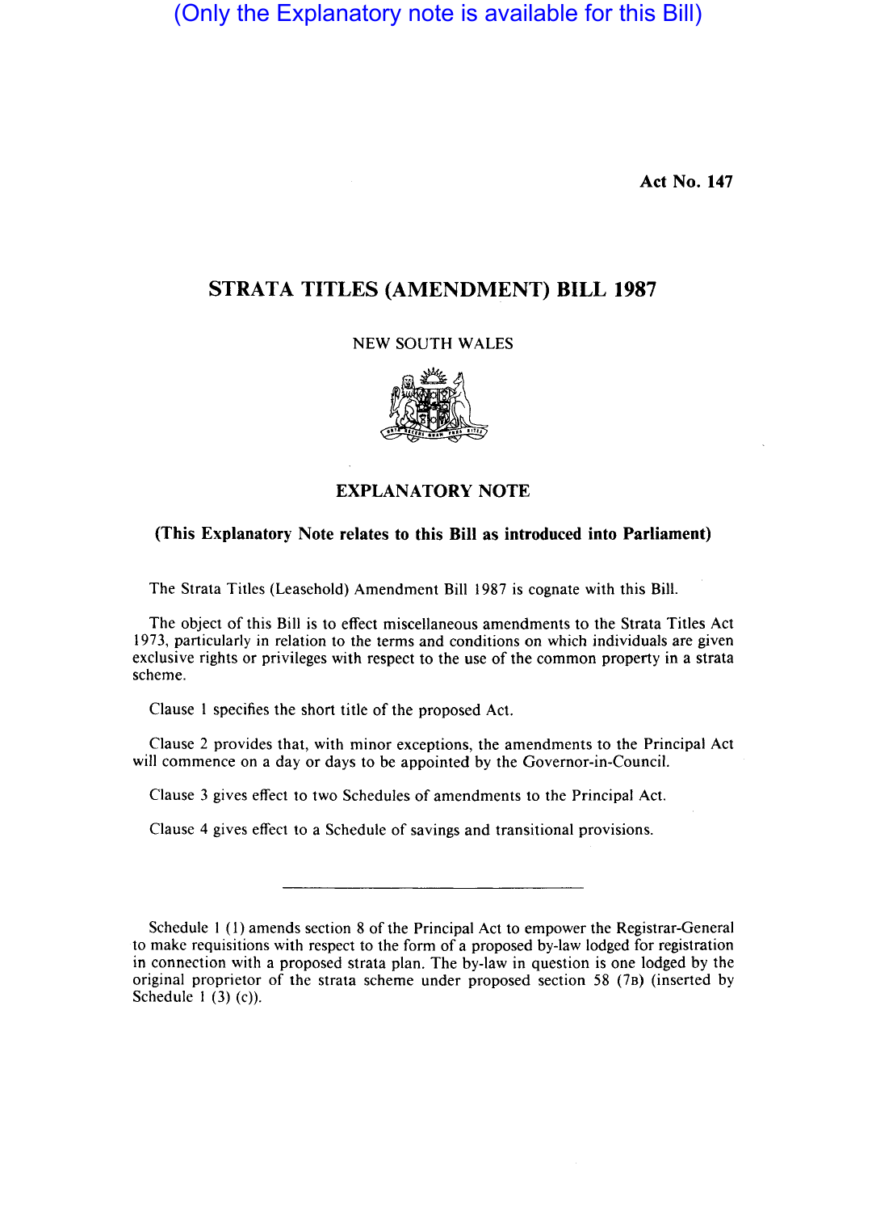(Only the Explanatory note is available for this Bill)

**Act No. 147**

# STRATA TITLES (AMENDMENT) BILL 1987

NEW SOUTH WALES

## EXPLANATORY NOTE

**(This Explanatory Note relates to this Bill as introduced into Parliament)**

The Strata Titles (Leasehold) Amendment Bill 1987 is cognate with this Bill.

The object of this Bill is to effect miscellaneous amendments to the Strata Titles Act 1973, particularly in relation to the terms and conditions on which individuals are given exclusive rights or privileges with respect to the use of the common property in a strata scheme.

Clause 1 specifies the short title of the proposed Act.

Clause 2 provides that, with minor exceptions, the amendments to the Principal Act will commence on a day or days to be appointed by the Governor-in-Council.

Clause 3 gives effect to two Schedules of amendments to the Principal Act.

Clause 4 gives effect to a Schedule of savings and transitional provisions.

---

Schedule 1 (1) amends section 8 of the Principal Act to empower the Registrar-General to make requisitions with respect to the form of a proposed by-law lodged for registration in connection with a proposed strata plan. The by-law in question is one lodged by the original proprietor of the strata scheme under proposed section 58 (7B) (inserted by Schedule 1 (3) (c)).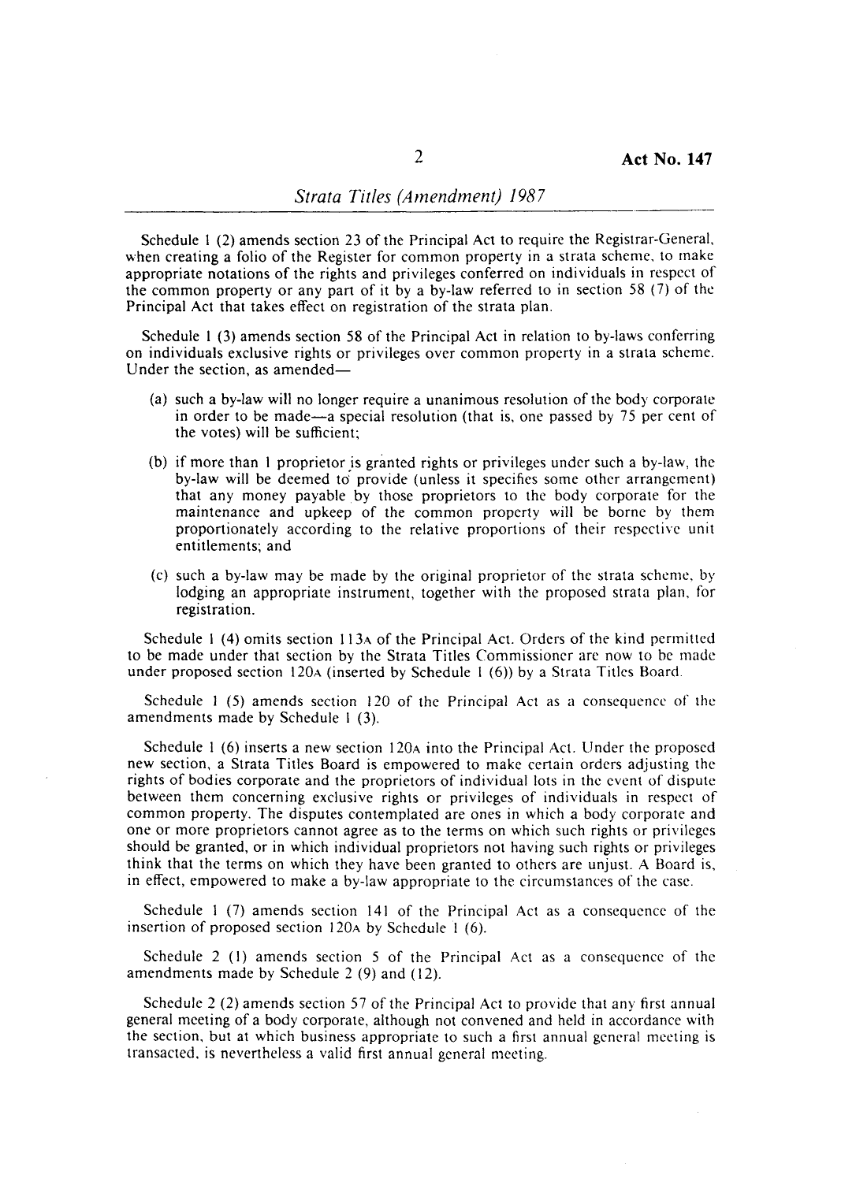Schedule 1 (2) amends section 23 of the Principal Act to require the Registrar-General, when creating a folio of the Register for common property in a strata scheme, to make appropriate notations of the rights and privileges conferred on individuals in respect of the common property or any part of it by a by-law referred to in section 58 (7) of the Principal Act that takes effect on registration of the strata plan.

Schedule 1 (3) amends section 58 of the Principal Act in relation to by-laws conferring on individuals exclusive rights or privileges over common property in a strata scheme. Under the section, as amended—

(a) such a by-law will no longer require a unanimous resolution of the body corporate in order to be made—a special resolution (that is, one passed by 75 per cent of the votes) will be sufficient;

(b) if more than 1 proprietor is granted rights or privileges under such a by-law, the by-law will be deemed to provide (unless it specifies some other arrangement) that any money payable by those proprietors to the body corporate for the maintenance and upkeep of the common property will be borne by them proportionately according to the relative proportions of their respective unit entitlements; and

(c) such a by-law may be made by the original proprietor of the strata scheme, by lodging an appropriate instrument, together with the proposed strata plan, for registration.

Schedule 1 (4) omits section 113A of the Principal Act. Orders of the kind permitted to be made under that section by the Strata Titles Commissioner are now to be made under proposed section 120A (inserted by Schedule 1 (6)) by a Strata Titles Board.

Schedule 1 (5) amends section 120 of the Principal Act as a consequence of the amendments made by Schedule 1 (3).

Schedule 1 (6) inserts a new section 120A into the Principal Act. Under the proposed new section, a Strata Titles Board is empowered to make certain orders adjusting the rights of bodies corporate and the proprietors of individual lots in the event of dispute between them concerning exclusive rights or privileges of individuals in respect of common property. The disputes contemplated are ones in which a body corporate and one or more proprietors cannot agree as to the terms on which such rights or privileges should be granted, or in which individual proprietors not having such rights or privileges think that the terms on which they have been granted to others are unjust. A Board is, in effect, empowered to make a by-law appropriate to the circumstances of the case.

Schedule 1 (7) amends section 141 of the Principal Act as a consequence of the insertion of proposed section 120A by Schedule 1 (6).

Schedule 2 (1) amends section 5 of the Principal Act as a consequence of the amendments made by Schedule 2 (9) and (12).

Schedule 2 (2) amends section 57 of the Principal Act to provide that any first annual general meeting of a body corporate, although not convened and held in accordance with the section, but at which business appropriate to such a first annual general meeting is transacted, is nevertheless a valid first annual general meeting.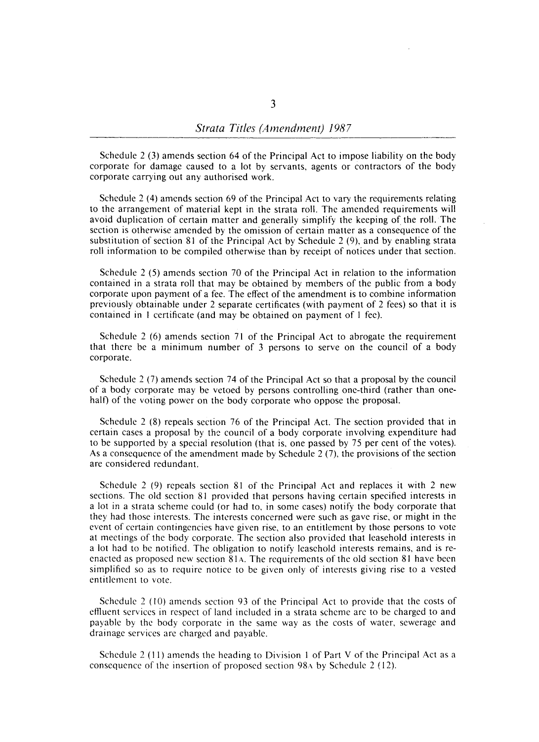Schedule 2 (3) amends section 64 of the Principal Act to impose liability on the body corporate for damage caused to a lot by servants, agents or contractors of the body corporate carrying out any authorised work.

Schedule 2 (4) amends section 69 of the Principal Act to vary the requirements relating to the arrangement of material kept in the strata roll. The amended requirements will avoid duplication of certain matter and generally simplify the keeping of the roll. The section is otherwise amended by the omission of certain matter as a consequence of the substitution of section 81 of the Principal Act by Schedule 2 (9), and by enabling strata roll information to be compiled otherwise than by receipt of notices under that section.

Schedule 2 (5) amends section 70 of the Principal Act in relation to the information contained in a strata roll that may be obtained by members of the public from a body corporate upon payment of a fee. The effect of the amendment is to combine information previously obtainable under 2 separate certificates (with payment of 2 fees) so that it is contained in 1 certificate (and may be obtained on payment of 1 fee).

Schedule 2 (6) amends section 71 of the Principal Act to abrogate the requirement that there be a minimum number of 3 persons to serve on the council of a body corporate.

Schedule 2 (7) amends section 74 of the Principal Act so that a proposal by the council of a body corporate may be vetoed by persons controlling one-third (rather than one-half) of the voting power on the body corporate who oppose the proposal.

Schedule 2 (8) repeals section 76 of the Principal Act. The section provided that in certain cases a proposal by the council of a body corporate involving expenditure had to be supported by a special resolution (that is, one passed by 75 per cent of the votes). As a consequence of the amendment made by Schedule 2 (7), the provisions of the section are considered redundant.

Schedule 2 (9) repeals section 81 of the Principal Act and replaces it with 2 new sections. The old section 81 provided that persons having certain specified interests in a lot in a strata scheme could (or had to, in some cases) notify the body corporate that they had those interests. The interests concerned were such as gave rise, or might in the event of certain contingencies have given rise, to an entitlement by those persons to vote at meetings of the body corporate. The section also provided that leasehold interests in a lot had to be notified. The obligation to notify leasehold interests remains, and is re-enacted as proposed new section 81A. The requirements of the old section 81 have been simplified so as to require notice to be given only of interests giving rise to a vested entitlement to vote.

Schedule 2 (10) amends section 93 of the Principal Act to provide that the costs of effluent services in respect of land included in a strata scheme are to be charged to and payable by the body corporate in the same way as the costs of water, sewerage and drainage services are charged and payable.

Schedule 2 (11) amends the heading to Division 1 of Part V of the Principal Act as a consequence of the insertion of proposed section 98A by Schedule 2 (12).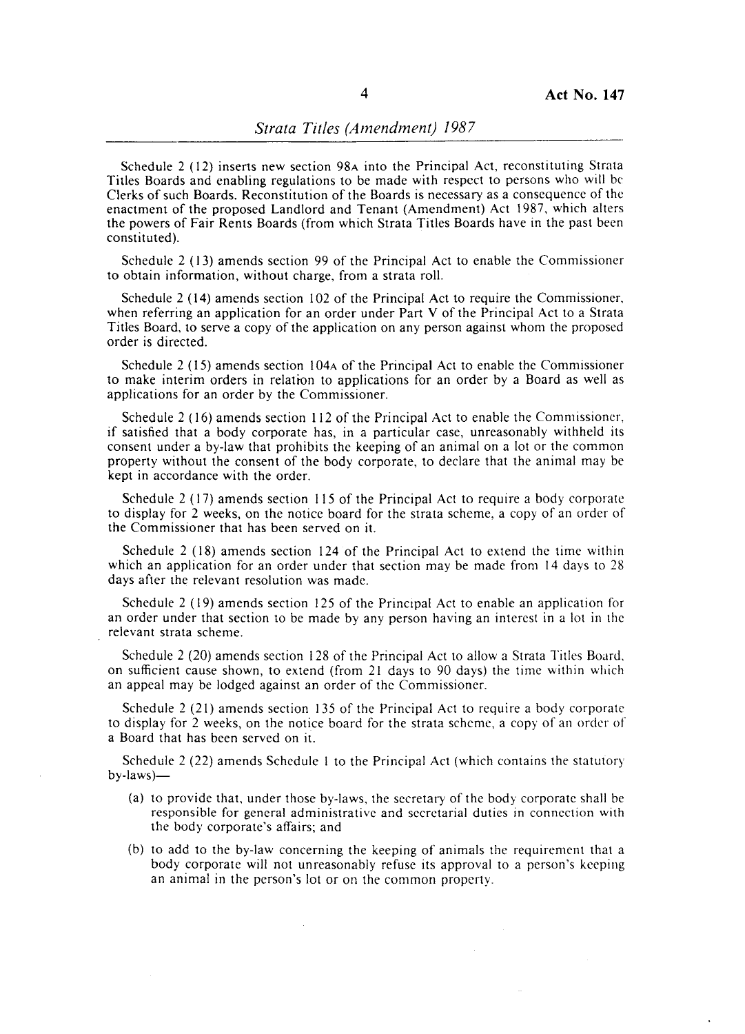Schedule 2 (12) inserts new section 98A into the Principal Act, reconstituting Strata Titles Boards and enabling regulations to be made with respect to persons who will be Clerks of such Boards. Reconstitution of the Boards is necessary as a consequence of the enactment of the proposed Landlord and Tenant (Amendment) Act 1987, which alters the powers of Fair Rents Boards (from which Strata Titles Boards have in the past been constituted).

Schedule 2 (13) amends section 99 of the Principal Act to enable the Commissioner to obtain information, without charge, from a strata roll.

Schedule 2 (14) amends section 102 of the Principal Act to require the Commissioner, when referring an application for an order under Part V of the Principal Act to a Strata Titles Board, to serve a copy of the application on any person against whom the proposed order is directed.

Schedule 2 (15) amends section 104A of the Principal Act to enable the Commissioner to make interim orders in relation to applications for an order by a Board as well as applications for an order by the Commissioner.

Schedule 2 (16) amends section 112 of the Principal Act to enable the Commissioner, if satisfied that a body corporate has, in a particular case, unreasonably withheld its consent under a by-law that prohibits the keeping of an animal on a lot or the common property without the consent of the body corporate, to declare that the animal may be kept in accordance with the order.

Schedule 2 (17) amends section 115 of the Principal Act to require a body corporate to display for 2 weeks, on the notice board for the strata scheme, a copy of an order of the Commissioner that has been served on it.

Schedule 2 (18) amends section 124 of the Principal Act to extend the time within which an application for an order under that section may be made from 14 days to 28 days after the relevant resolution was made.

Schedule 2 (19) amends section 125 of the Principal Act to enable an application for an order under that section to be made by any person having an interest in a lot in the relevant strata scheme.

Schedule 2 (20) amends section 128 of the Principal Act to allow a Strata Titles Board, on sufficient cause shown, to extend (from 21 days to 90 days) the time within which an appeal may be lodged against an order of the Commissioner.

Schedule 2 (21) amends section 135 of the Principal Act to require a body corporate to display for 2 weeks, on the notice board for the strata scheme, a copy of an order of a Board that has been served on it.

Schedule 2 (22) amends Schedule 1 to the Principal Act (which contains the statutory by-laws)—

(a) to provide that, under those by-laws, the secretary of the body corporate shall be responsible for general administrative and secretarial duties in connection with the body corporate's affairs; and

(b) to add to the by-law concerning the keeping of animals the requirement that a body corporate will not unreasonably refuse its approval to a person's keeping an animal in the person's lot or on the common property.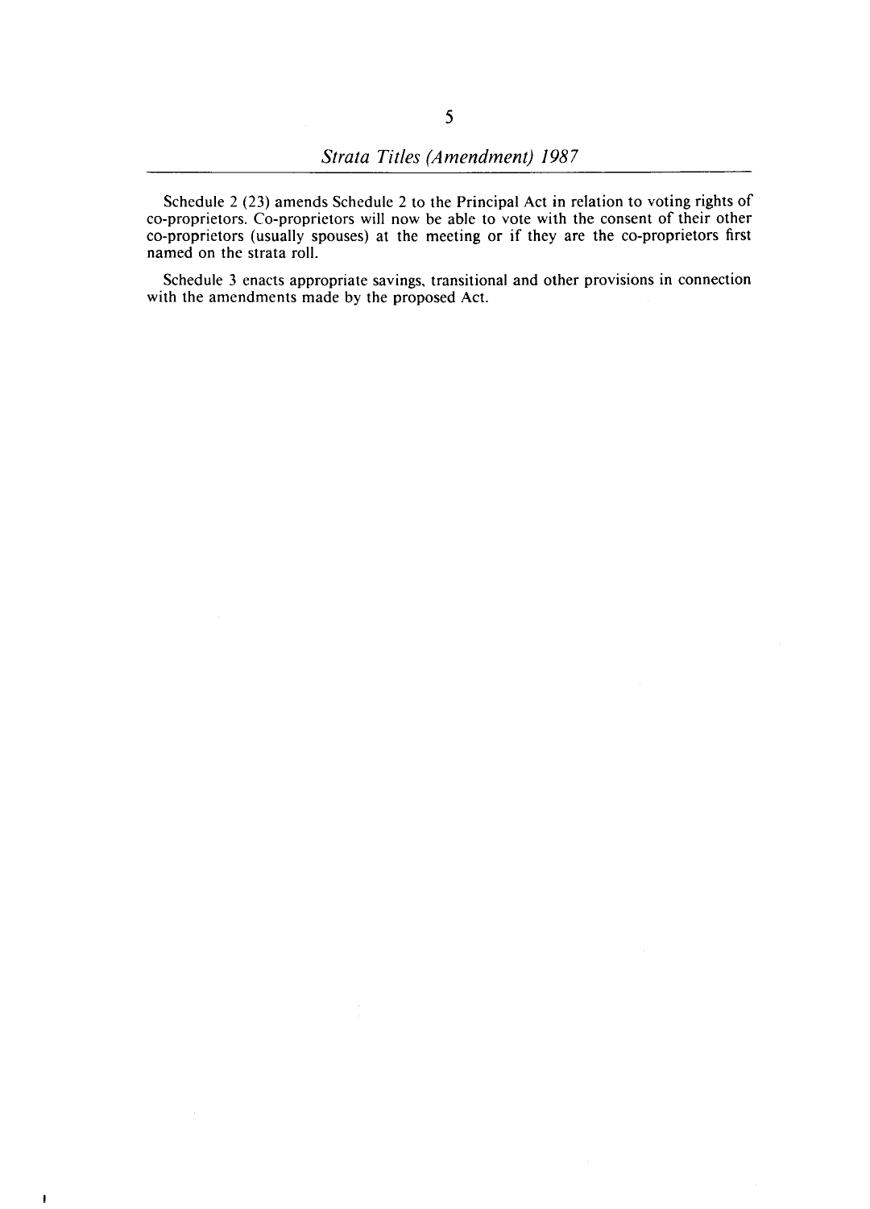Schedule 2 (23) amends Schedule 2 to the Principal Act in relation to voting rights of co-proprietors. Co-proprietors will now be able to vote with the consent of their other co-proprietors (usually spouses) at the meeting or if they are the co-proprietors first named on the strata roll.

Schedule 3 enacts appropriate savings, transitional and other provisions in connection with the amendments made by the proposed Act.